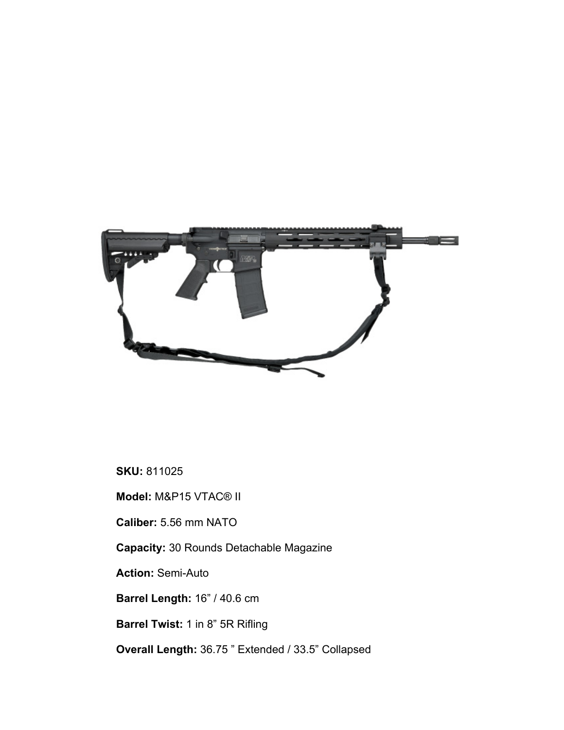**SKU:** 811025

**Model:** M&P15 VTAC® II

**Caliber:** 5.56 mm NATO

**Capacity:** 30 Rounds Detachable Magazine

**Action:** Semi-Auto

**Barrel Length:** 16” / 40.6 cm

**Barrel Twist:** 1 in 8” 5R Rifling

**Overall Length:** 36.75 ” Extended / 33.5” Collapsed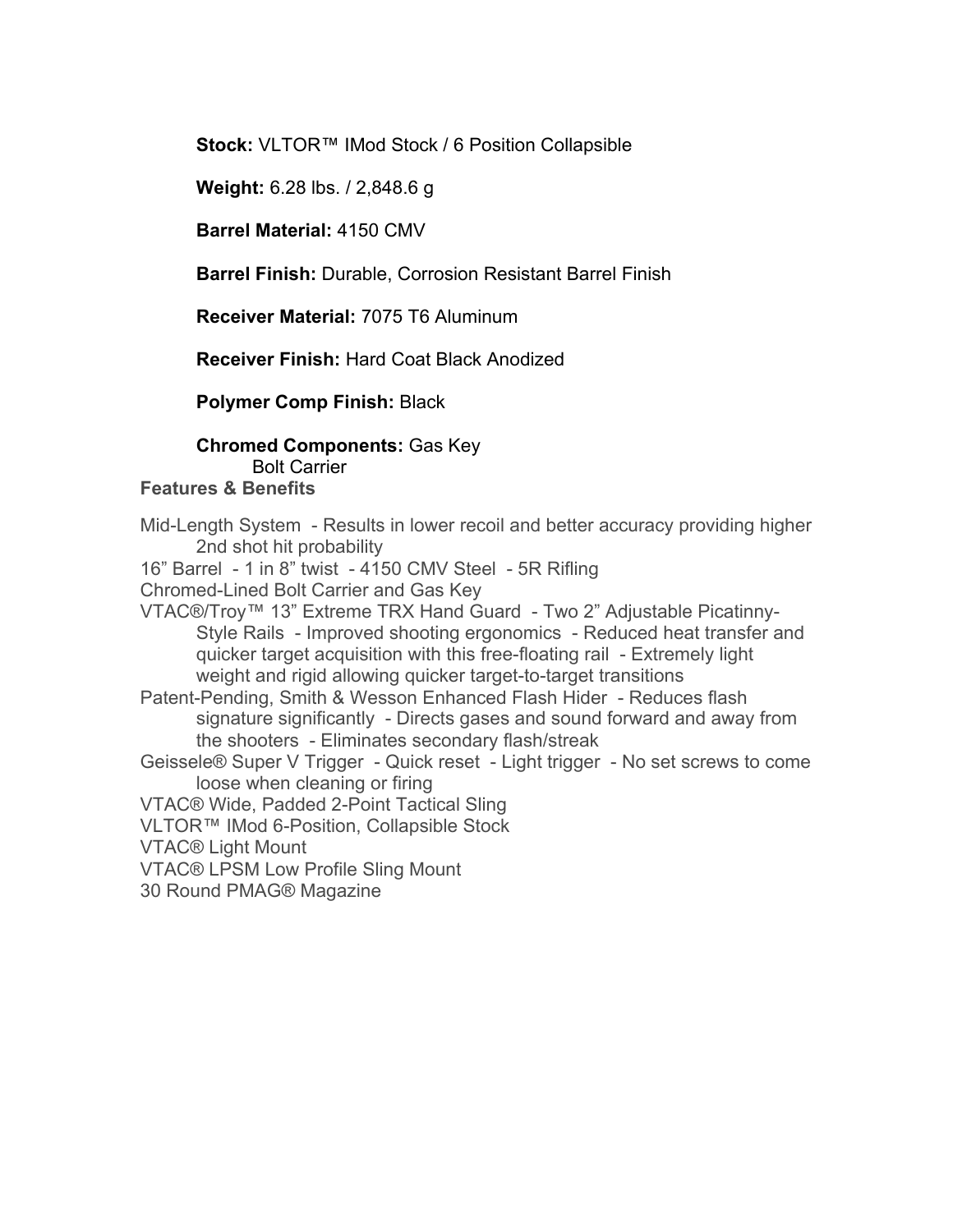**Stock:** VLTOR™ IMod Stock / 6 Position Collapsible

**Weight:** 6.28 lbs. / 2,848.6 g

**Barrel Material:** 4150 CMV

**Barrel Finish:** Durable, Corrosion Resistant Barrel Finish

**Receiver Material:** 7075 T6 Aluminum

**Receiver Finish:** Hard Coat Black Anodized

**Polymer Comp Finish:** Black

**Chromed Components:** Gas Key
Bolt Carrier

**Features & Benefits**

- Mid-Length System - Results in lower recoil and better accuracy providing higher 2nd shot hit probability
- 16" Barrel - 1 in 8" twist - 4150 CMV Steel - 5R Rifling
- Chromed-Lined Bolt Carrier and Gas Key
- VTAC®/Troy™ 13" Extreme TRX Hand Guard - Two 2" Adjustable Picatinny-Style Rails - Improved shooting ergonomics - Reduced heat transfer and quicker target acquisition with this free-floating rail - Extremely light weight and rigid allowing quicker target-to-target transitions
- Patent-Pending, Smith & Wesson Enhanced Flash Hider - Reduces flash signature significantly - Directs gases and sound forward and away from the shooters - Eliminates secondary flash/streak
- Geissele® Super V Trigger - Quick reset - Light trigger - No set screws to come loose when cleaning or firing
- VTAC® Wide, Padded 2-Point Tactical Sling
- VLTOR™ IMod 6-Position, Collapsible Stock
- VTAC® Light Mount
- VTAC® LPSM Low Profile Sling Mount
- 30 Round PMAG® Magazine